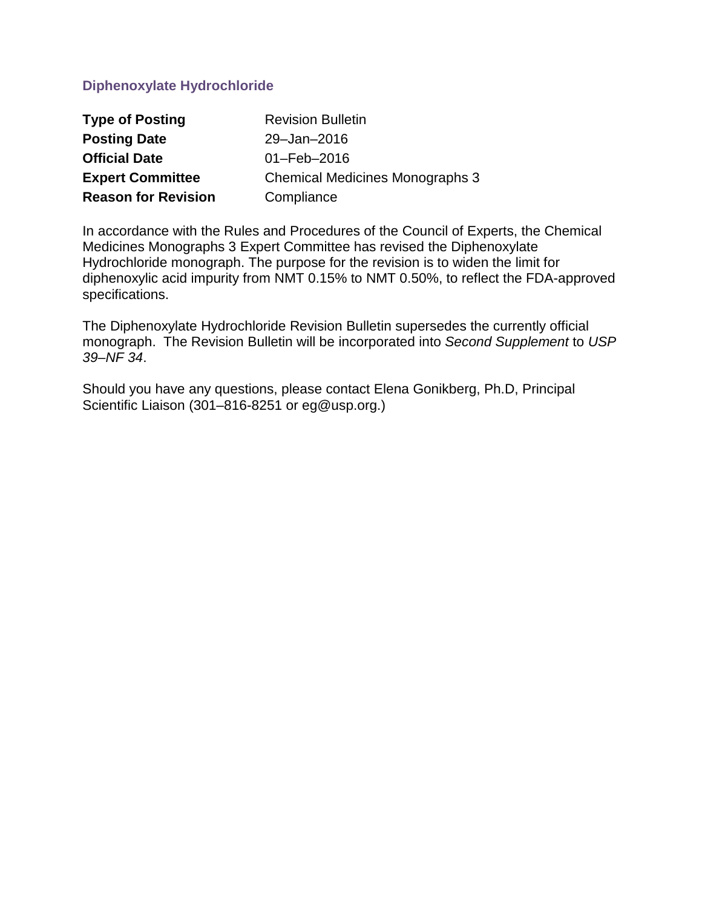## Diphenoxylate Hydrochloride

| **Type of Posting** | Revision Bulletin |
|---|---|
| **Posting Date** | 29–Jan–2016 |
| **Official Date** | 01–Feb–2016 |
| **Expert Committee** | Chemical Medicines Monographs 3 |
| **Reason for Revision** | Compliance |

In accordance with the Rules and Procedures of the Council of Experts, the Chemical Medicines Monographs 3 Expert Committee has revised the Diphenoxylate Hydrochloride monograph. The purpose for the revision is to widen the limit for diphenoxylic acid impurity from NMT 0.15% to NMT 0.50%, to reflect the FDA-approved specifications.

The Diphenoxylate Hydrochloride Revision Bulletin supersedes the currently official monograph. The Revision Bulletin will be incorporated into *Second Supplement* to *USP 39–NF 34*.

Should you have any questions, please contact Elena Gonikberg, Ph.D, Principal Scientific Liaison (301–816-8251 or eg@usp.org.)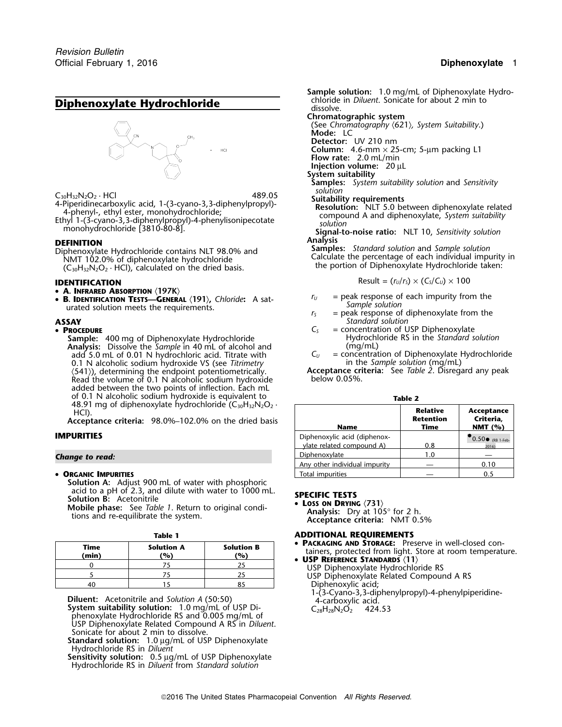# Diphenoxylate Hydrochloride

$C_{30}H_{32}N_2O_2 \cdot HCl$ 489.05

4-Piperidinecarboxylic acid, 1-(3-cyano-3,3-diphenylpropyl)-4-phenyl-, ethyl ester, monohydrochloride;

Ethyl 1-(3-cyano-3,3-diphenylpropyl)-4-phenylisonipecotate monohydrochloride [3810-80-8].

## DEFINITION

Diphenoxylate Hydrochloride contains NLT 98.0% and NMT 102.0% of diphenoxylate hydrochloride ($C_{30}H_{32}N_2O_2 \cdot HCl$), calculated on the dried basis.

## IDENTIFICATION

- **A. Infrared Absorption** ⟨197K⟩
- **B. Identification Tests—General** ⟨191⟩, *Chloride*: A saturated solution meets the requirements.

## ASSAY

- **Procedure**

  **Sample:** 400 mg of Diphenoxylate Hydrochloride

  **Analysis:** Dissolve the *Sample* in 40 mL of alcohol and add 5.0 mL of 0.01 N hydrochloric acid. Titrate with 0.1 N alcoholic sodium hydroxide VS (see *Titrimetry* ⟨541⟩), determining the endpoint potentiometrically. Read the volume of 0.1 N alcoholic sodium hydroxide added between the two points of inflection. Each mL of 0.1 N alcoholic sodium hydroxide is equivalent to 48.91 mg of diphenoxylate hydrochloride ($C_{30}H_{32}N_2O_2 \cdot HCl$).

  **Acceptance criteria:** 98.0%–102.0% on the dried basis

## IMPURITIES

*Change to read:*

- **Organic Impurities**

  **Solution A:** Adjust 900 mL of water with phosphoric acid to a pH of 2.3, and dilute with water to 1000 mL.

  **Solution B:** Acetonitrile

  **Mobile phase:** See *Table 1*. Return to original conditions and re-equilibrate the system.

**Table 1**

| Time (min) | Solution A (%) | Solution B (%) |
|---|---|---|
| 0 | 75 | 25 |
| 5 | 75 | 25 |
| 40 | 15 | 85 |

**Diluent:** Acetonitrile and *Solution A* (50:50)

**System suitability solution:** 1.0 mg/mL of USP Diphenoxylate Hydrochloride RS and 0.005 mg/mL of USP Diphenoxylate Related Compound A RS in *Diluent*. Sonicate for about 2 min to dissolve.

**Standard solution:** 1.0 µg/mL of USP Diphenoxylate Hydrochloride RS in *Diluent*

**Sensitivity solution:** 0.5 µg/mL of USP Diphenoxylate Hydrochloride RS in *Diluent* from *Standard solution*

**Sample solution:** 1.0 mg/mL of Diphenoxylate Hydrochloride in *Diluent*. Sonicate for about 2 min to dissolve.

**Chromatographic system**

(See *Chromatography* ⟨621⟩, *System Suitability*.)

**Mode:** LC

**Detector:** UV 210 nm

**Column:** 4.6-mm × 25-cm; 5-µm packing L1

**Flow rate:** 2.0 mL/min

**Injection volume:** 20 µL

**System suitability**

**Samples:** *System suitability solution* and *Sensitivity solution*

**Suitability requirements**

**Resolution:** NLT 5.0 between diphenoxylate related compound A and diphenoxylate, *System suitability solution*

**Signal-to-noise ratio:** NLT 10, *Sensitivity solution*

**Analysis**

**Samples:** *Standard solution* and *Sample solution*

Calculate the percentage of each individual impurity in the portion of Diphenoxylate Hydrochloride taken:

$$\text{Result} = (r_U/r_S) \times (C_S/C_U) \times 100$$

$r_U$ = peak response of each impurity from the *Sample solution*

$r_S$ = peak response of diphenoxylate from the *Standard solution*

$C_S$ = concentration of USP Diphenoxylate Hydrochloride RS in the *Standard solution* (mg/mL)

$C_U$ = concentration of Diphenoxylate Hydrochloride in the *Sample solution* (mg/mL)

**Acceptance criteria:** See *Table 2*. Disregard any peak below 0.05%.

**Table 2**

| Name | Relative Retention Time | Acceptance Criteria, NMT (%) |
|---|---|---|
| Diphenoxylic acid (diphenoxylate related compound A) | 0.8 | ●0.50● (RB 1-Feb-2016) |
| Diphenoxylate | 1.0 | — |
| Any other individual impurity | — | 0.10 |
| Total impurities | — | 0.5 |

## SPECIFIC TESTS

- **Loss on Drying** ⟨731⟩

  **Analysis:** Dry at 105° for 2 h.

  **Acceptance criteria:** NMT 0.5%

## ADDITIONAL REQUIREMENTS

- **Packaging and Storage:** Preserve in well-closed containers, protected from light. Store at room temperature.
- **USP Reference Standards** ⟨11⟩

  USP Diphenoxylate Hydrochloride RS

  USP Diphenoxylate Related Compound A RS

  Diphenoxylic acid;

  1-(3-Cyano-3,3-diphenylpropyl)-4-phenylpiperidine-4-carboxylic acid.

  $C_{28}H_{28}N_2O_2$ 424.53